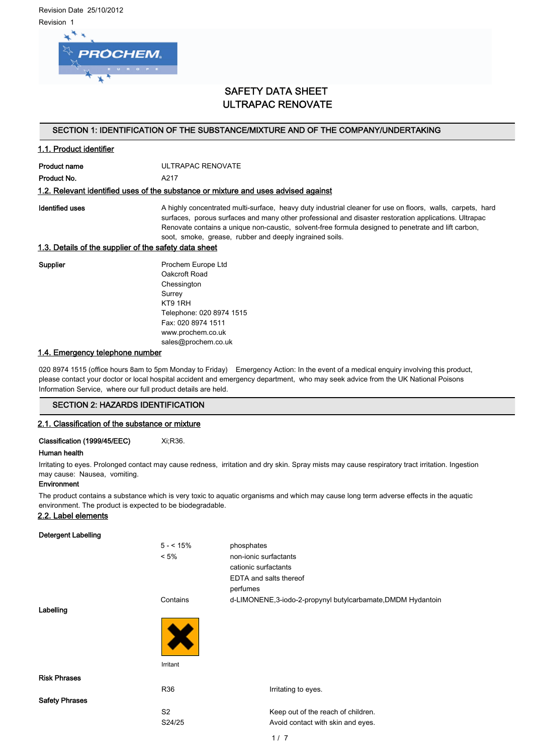Revision Date 25/10/2012

Revision 1

# SAFETY DATA SHEET
# ULTRAPAC RENOVATE

## SECTION 1: IDENTIFICATION OF THE SUBSTANCE/MIXTURE AND OF THE COMPANY/UNDERTAKING

### 1.1. Product identifier

**Product name** ULTRAPAC RENOVATE

**Product No.** A217

### 1.2. Relevant identified uses of the substance or mixture and uses advised against

**Identified uses** A highly concentrated multi-surface, heavy duty industrial cleaner for use on floors, walls, carpets, hard surfaces, porous surfaces and many other professional and disaster restoration applications. Ultrapac Renovate contains a unique non-caustic, solvent-free formula designed to penetrate and lift carbon, soot, smoke, grease, rubber and deeply ingrained soils.

### 1.3. Details of the supplier of the safety data sheet

**Supplier**

Prochem Europe Ltd
Oakcroft Road
Chessington
Surrey
KT9 1RH
Telephone: 020 8974 1515
Fax: 020 8974 1511
www.prochem.co.uk
sales@prochem.co.uk

### 1.4. Emergency telephone number

020 8974 1515 (office hours 8am to 5pm Monday to Friday) Emergency Action: In the event of a medical enquiry involving this product, please contact your doctor or local hospital accident and emergency department, who may seek advice from the UK National Poisons Information Service, where our full product details are held.

## SECTION 2: HAZARDS IDENTIFICATION

### 2.1. Classification of the substance or mixture

**Classification (1999/45/EEC)** Xi;R36.

**Human health**

Irritating to eyes. Prolonged contact may cause redness, irritation and dry skin. Spray mists may cause respiratory tract irritation. Ingestion may cause: Nausea, vomiting.

**Environment**

The product contains a substance which is very toxic to aquatic organisms and which may cause long term adverse effects in the aquatic environment. The product is expected to be biodegradable.

### 2.2. Label elements

**Detergent Labelling**

| | |
|---|---|
| 5 - < 15% | phosphates |
| < 5% | non-ionic surfactants |
| | cationic surfactants |
| | EDTA and salts thereof |
| | perfumes |
| Contains | d-LIMONENE,3-iodo-2-propynyl butylcarbamate,DMDM Hydantoin |

**Labelling**

Irritant

**Risk Phrases**

| | |
|---|---|
| R36 | Irritating to eyes. |

**Safety Phrases**

| | |
|---|---|
| S2 | Keep out of the reach of children. |
| S24/25 | Avoid contact with skin and eyes. |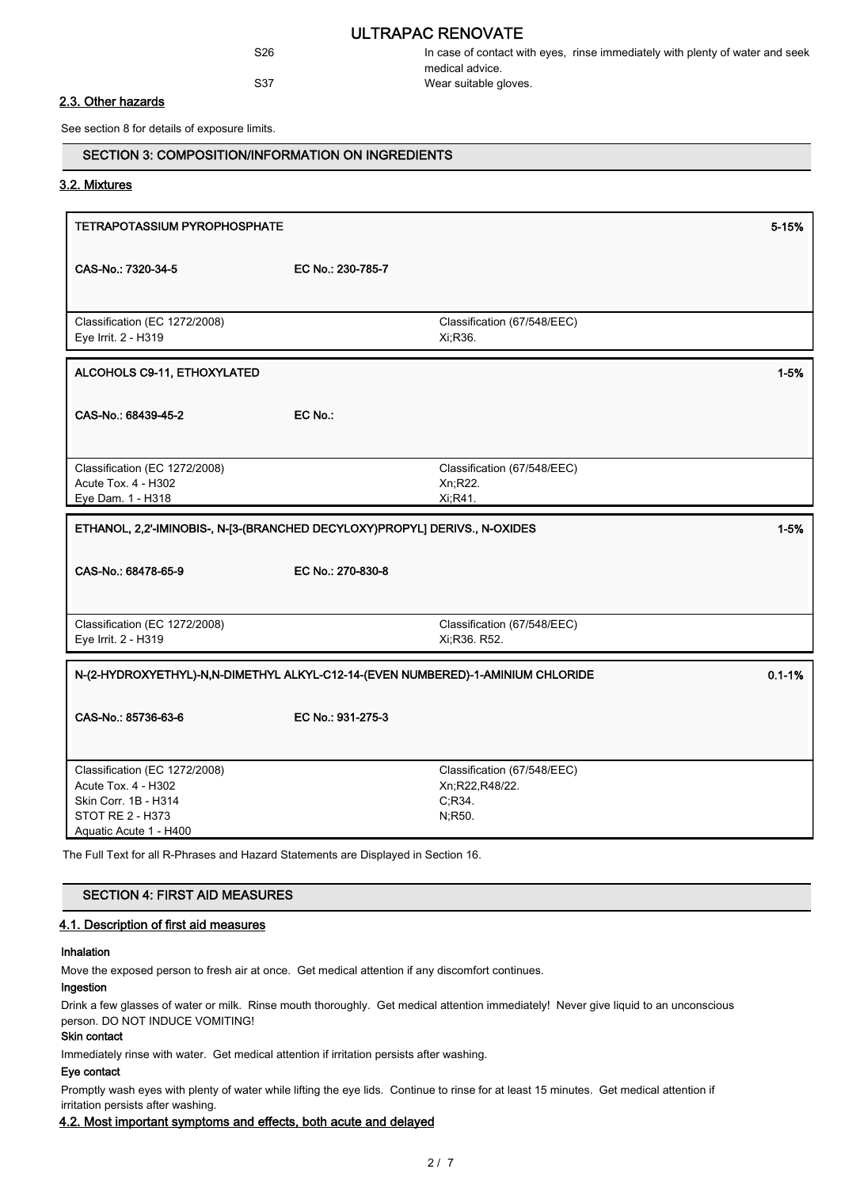| | |
|---|---|
| S26 | In case of contact with eyes, rinse immediately with plenty of water and seek medical advice. |
| S37 | Wear suitable gloves. |

### 2.3. Other hazards

See section 8 for details of exposure limits.

## SECTION 3: COMPOSITION/INFORMATION ON INGREDIENTS

### 3.2. Mixtures

| TETRAPOTASSIUM PYROPHOSPHATE | | 5-15% |
|---|---|---|
| CAS-No.: 7320-34-5 | EC No.: 230-785-7 | |
| Classification (EC 1272/2008)<br>Eye Irrit. 2 - H319 | Classification (67/548/EEC)<br>Xi;R36. | |

| ALCOHOLS C9-11, ETHOXYLATED | | 1-5% |
|---|---|---|
| CAS-No.: 68439-45-2 | EC No.: | |
| Classification (EC 1272/2008)<br>Acute Tox. 4 - H302<br>Eye Dam. 1 - H318 | Classification (67/548/EEC)<br>Xn;R22.<br>Xi;R41. | |

| ETHANOL, 2,2'-IMINOBIS-, N-[3-(BRANCHED DECYLOXY)PROPYL] DERIVS., N-OXIDES | | 1-5% |
|---|---|---|
| CAS-No.: 68478-65-9 | EC No.: 270-830-8 | |
| Classification (EC 1272/2008)<br>Eye Irrit. 2 - H319 | Classification (67/548/EEC)<br>Xi;R36. R52. | |

| N-(2-HYDROXYETHYL)-N,N-DIMETHYL ALKYL-C12-14-(EVEN NUMBERED)-1-AMINIUM CHLORIDE | | 0.1-1% |
|---|---|---|
| CAS-No.: 85736-63-6 | EC No.: 931-275-3 | |
| Classification (EC 1272/2008)<br>Acute Tox. 4 - H302<br>Skin Corr. 1B - H314<br>STOT RE 2 - H373<br>Aquatic Acute 1 - H400 | Classification (67/548/EEC)<br>Xn;R22,R48/22.<br>C;R34.<br>N;R50. | |

The Full Text for all R-Phrases and Hazard Statements are Displayed in Section 16.

## SECTION 4: FIRST AID MEASURES

### 4.1. Description of first aid measures

**Inhalation**

Move the exposed person to fresh air at once. Get medical attention if any discomfort continues.

**Ingestion**

Drink a few glasses of water or milk. Rinse mouth thoroughly. Get medical attention immediately! Never give liquid to an unconscious person. DO NOT INDUCE VOMITING!

**Skin contact**

Immediately rinse with water. Get medical attention if irritation persists after washing.

**Eye contact**

Promptly wash eyes with plenty of water while lifting the eye lids. Continue to rinse for at least 15 minutes. Get medical attention if irritation persists after washing.

### 4.2. Most important symptoms and effects, both acute and delayed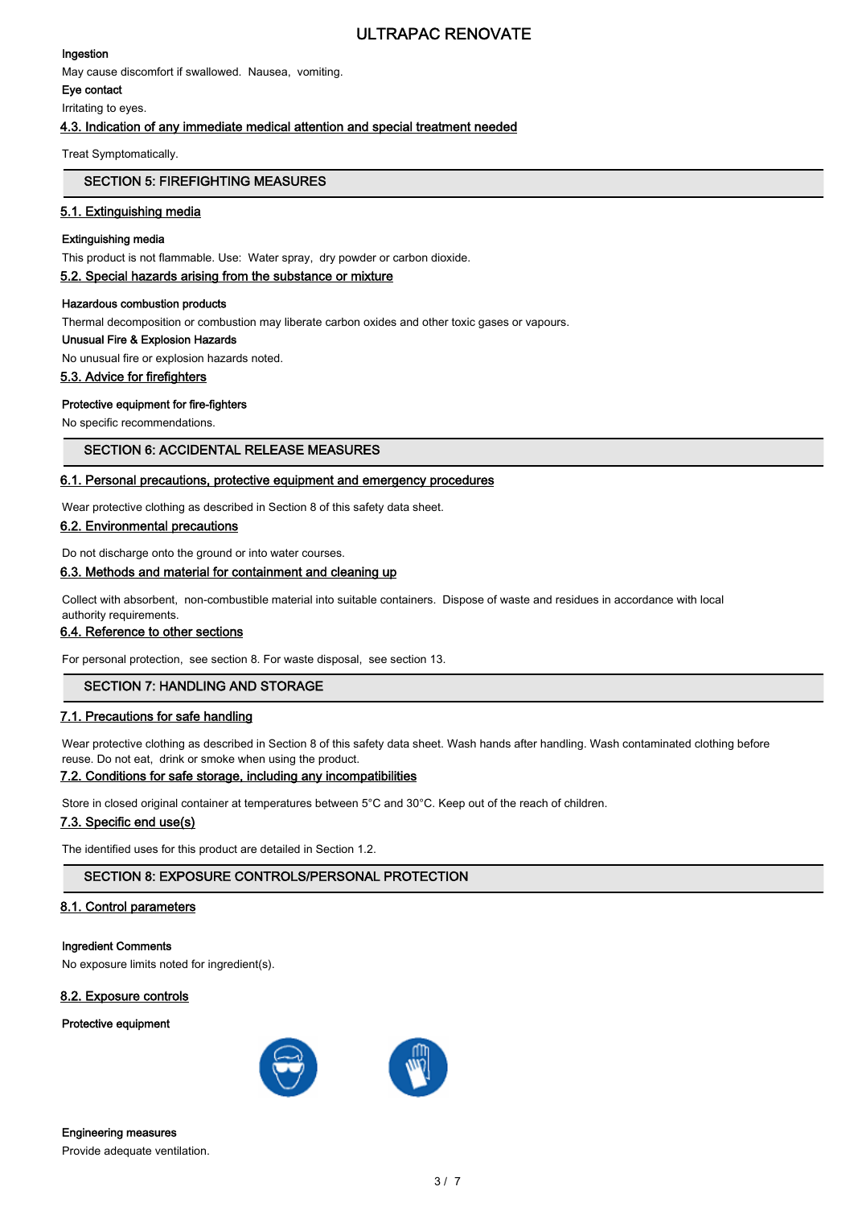**Ingestion**

May cause discomfort if swallowed. Nausea, vomiting.

**Eye contact**

Irritating to eyes.

### 4.3. Indication of any immediate medical attention and special treatment needed

Treat Symptomatically.

## SECTION 5: FIREFIGHTING MEASURES

### 5.1. Extinguishing media

**Extinguishing media**

This product is not flammable. Use: Water spray, dry powder or carbon dioxide.

### 5.2. Special hazards arising from the substance or mixture

**Hazardous combustion products**

Thermal decomposition or combustion may liberate carbon oxides and other toxic gases or vapours.

**Unusual Fire & Explosion Hazards**

No unusual fire or explosion hazards noted.

### 5.3. Advice for firefighters

**Protective equipment for fire-fighters**

No specific recommendations.

## SECTION 6: ACCIDENTAL RELEASE MEASURES

### 6.1. Personal precautions, protective equipment and emergency procedures

Wear protective clothing as described in Section 8 of this safety data sheet.

### 6.2. Environmental precautions

Do not discharge onto the ground or into water courses.

### 6.3. Methods and material for containment and cleaning up

Collect with absorbent, non-combustible material into suitable containers. Dispose of waste and residues in accordance with local authority requirements.

### 6.4. Reference to other sections

For personal protection, see section 8. For waste disposal, see section 13.

## SECTION 7: HANDLING AND STORAGE

### 7.1. Precautions for safe handling

Wear protective clothing as described in Section 8 of this safety data sheet. Wash hands after handling. Wash contaminated clothing before reuse. Do not eat, drink or smoke when using the product.

### 7.2. Conditions for safe storage, including any incompatibilities

Store in closed original container at temperatures between 5°C and 30°C. Keep out of the reach of children.

### 7.3. Specific end use(s)

The identified uses for this product are detailed in Section 1.2.

## SECTION 8: EXPOSURE CONTROLS/PERSONAL PROTECTION

### 8.1. Control parameters

**Ingredient Comments**

No exposure limits noted for ingredient(s).

### 8.2. Exposure controls

**Protective equipment**

**Engineering measures**

Provide adequate ventilation.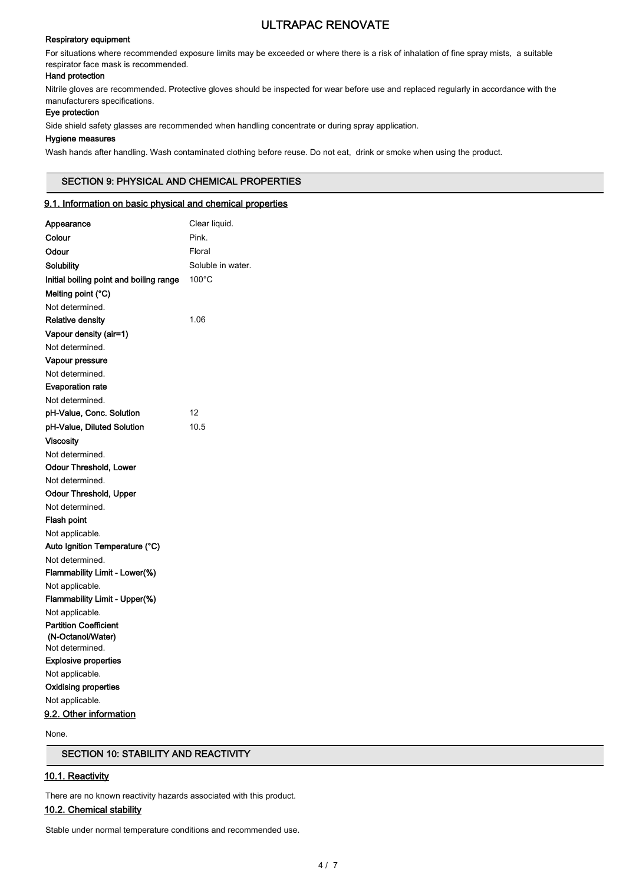#### Respiratory equipment

For situations where recommended exposure limits may be exceeded or where there is a risk of inhalation of fine spray mists, a suitable respirator face mask is recommended.

#### Hand protection

Nitrile gloves are recommended. Protective gloves should be inspected for wear before use and replaced regularly in accordance with the manufacturers specifications.

#### Eye protection

Side shield safety glasses are recommended when handling concentrate or during spray application.

#### Hygiene measures

Wash hands after handling. Wash contaminated clothing before reuse. Do not eat, drink or smoke when using the product.

## SECTION 9: PHYSICAL AND CHEMICAL PROPERTIES

### 9.1. Information on basic physical and chemical properties

| | |
|---|---|
| **Appearance** | Clear liquid. |
| **Colour** | Pink. |
| **Odour** | Floral |
| **Solubility** | Soluble in water. |
| **Initial boiling point and boiling range** | 100°C |

**Melting point (°C)**
Not determined.

| | |
|---|---|
| **Relative density** | 1.06 |

**Vapour density (air=1)**
Not determined.

**Vapour pressure**
Not determined.

**Evaporation rate**
Not determined.

| | |
|---|---|
| **pH-Value, Conc. Solution** | 12 |
| **pH-Value, Diluted Solution** | 10.5 |

**Viscosity**
Not determined.

**Odour Threshold, Lower**
Not determined.

**Odour Threshold, Upper**
Not determined.

**Flash point**
Not applicable.

**Auto Ignition Temperature (°C)**
Not determined.

**Flammability Limit - Lower(%)**
Not applicable.

**Flammability Limit - Upper(%)**
Not applicable.

**Partition Coefficient (N-Octanol/Water)**
Not determined.

**Explosive properties**
Not applicable.

**Oxidising properties**
Not applicable.

### 9.2. Other information

None.

## SECTION 10: STABILITY AND REACTIVITY

### 10.1. Reactivity

There are no known reactivity hazards associated with this product.

### 10.2. Chemical stability

Stable under normal temperature conditions and recommended use.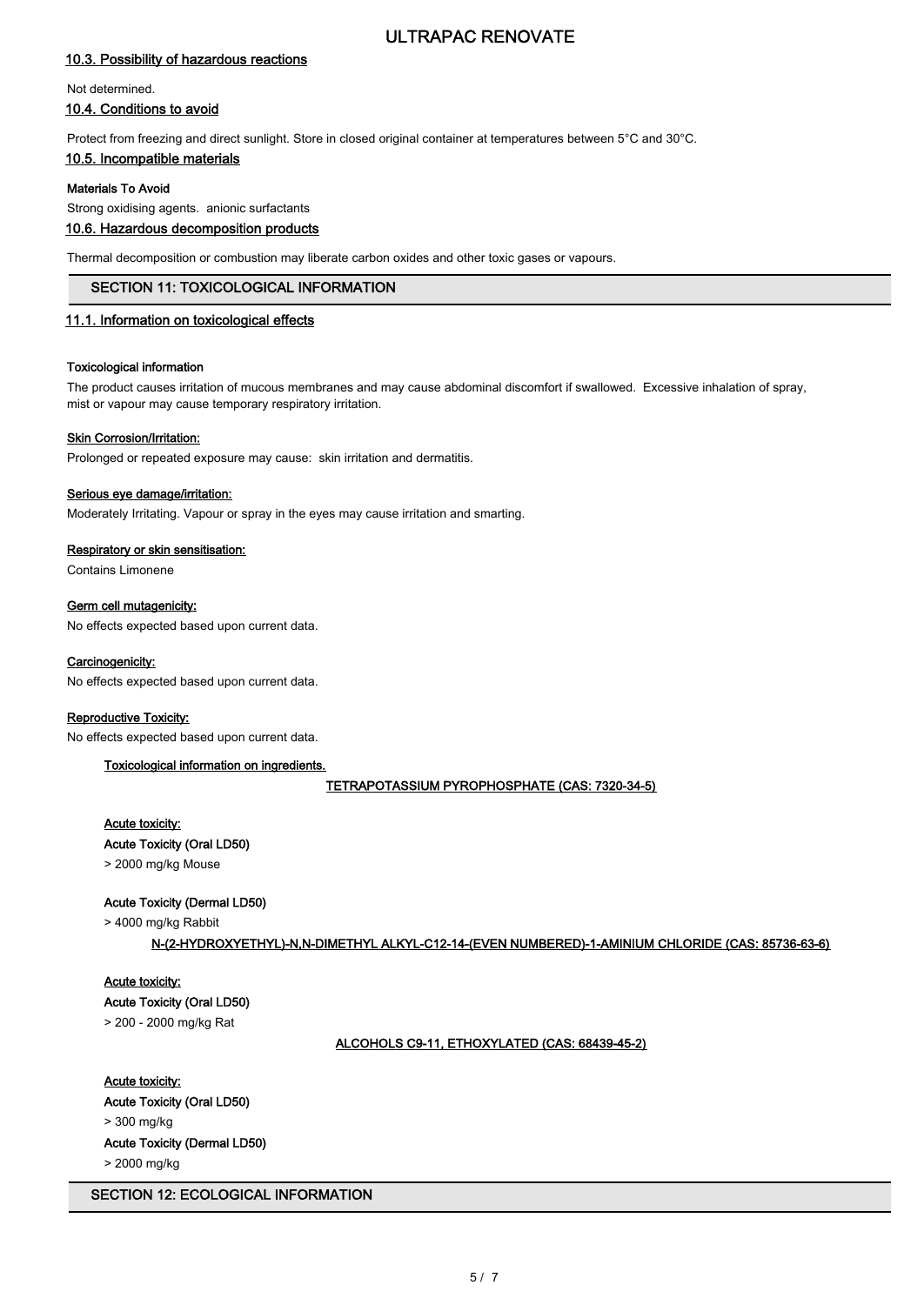### 10.3. Possibility of hazardous reactions

Not determined.

### 10.4. Conditions to avoid

Protect from freezing and direct sunlight. Store in closed original container at temperatures between 5°C and 30°C.

### 10.5. Incompatible materials

**Materials To Avoid**

Strong oxidising agents. anionic surfactants

### 10.6. Hazardous decomposition products

Thermal decomposition or combustion may liberate carbon oxides and other toxic gases or vapours.

## SECTION 11: TOXICOLOGICAL INFORMATION

### 11.1. Information on toxicological effects

**Toxicological information**

The product causes irritation of mucous membranes and may cause abdominal discomfort if swallowed. Excessive inhalation of spray, mist or vapour may cause temporary respiratory irritation.

**Skin Corrosion/Irritation:**

Prolonged or repeated exposure may cause: skin irritation and dermatitis.

**Serious eye damage/irritation:**

Moderately Irritating. Vapour or spray in the eyes may cause irritation and smarting.

**Respiratory or skin sensitisation:**

Contains Limonene

**Germ cell mutagenicity:**

No effects expected based upon current data.

**Carcinogenicity:**

No effects expected based upon current data.

**Reproductive Toxicity:**

No effects expected based upon current data.

**Toxicological information on ingredients.**

**TETRAPOTASSIUM PYROPHOSPHATE (CAS: 7320-34-5)**

**Acute toxicity:**

**Acute Toxicity (Oral LD50)**

> 2000 mg/kg Mouse

**Acute Toxicity (Dermal LD50)**

> 4000 mg/kg Rabbit

**N-(2-HYDROXYETHYL)-N,N-DIMETHYL ALKYL-C12-14-(EVEN NUMBERED)-1-AMINIUM CHLORIDE (CAS: 85736-63-6)**

**Acute toxicity:**

**Acute Toxicity (Oral LD50)**

> 200 - 2000 mg/kg Rat

**ALCOHOLS C9-11, ETHOXYLATED (CAS: 68439-45-2)**

**Acute toxicity:**

**Acute Toxicity (Oral LD50)**

> 300 mg/kg

**Acute Toxicity (Dermal LD50)**

> 2000 mg/kg

## SECTION 12: ECOLOGICAL INFORMATION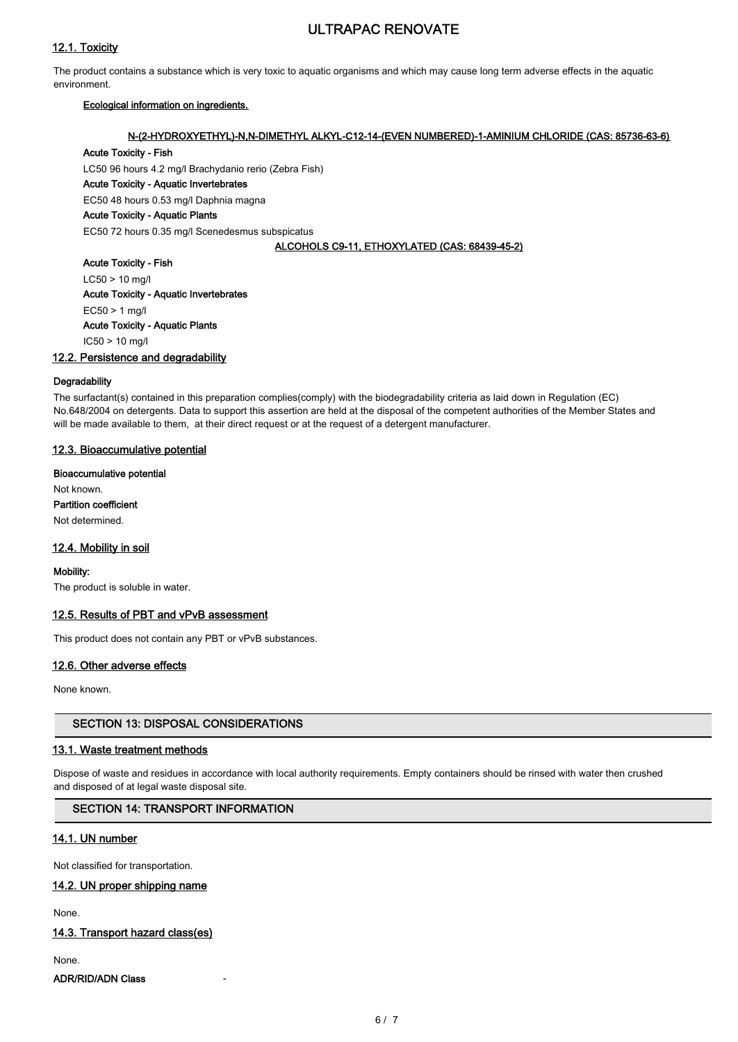### 12.1. Toxicity

The product contains a substance which is very toxic to aquatic organisms and which may cause long term adverse effects in the aquatic environment.

**Ecological information on ingredients.**

**N-(2-HYDROXYETHYL)-N,N-DIMETHYL ALKYL-C12-14-(EVEN NUMBERED)-1-AMINIUM CHLORIDE (CAS: 85736-63-6)**

**Acute Toxicity - Fish**

LC50 96 hours 4.2 mg/l Brachydanio rerio (Zebra Fish)

**Acute Toxicity - Aquatic Invertebrates**

EC50 48 hours 0.53 mg/l Daphnia magna

**Acute Toxicity - Aquatic Plants**

EC50 72 hours 0.35 mg/l Scenedesmus subspicatus

**ALCOHOLS C9-11, ETHOXYLATED (CAS: 68439-45-2)**

**Acute Toxicity - Fish**

LC50 > 10 mg/l

**Acute Toxicity - Aquatic Invertebrates**

EC50 > 1 mg/l

**Acute Toxicity - Aquatic Plants**

IC50 > 10 mg/l

### 12.2. Persistence and degradability

**Degradability**

The surfactant(s) contained in this preparation complies(comply) with the biodegradability criteria as laid down in Regulation (EC) No.648/2004 on detergents. Data to support this assertion are held at the disposal of the competent authorities of the Member States and will be made available to them, at their direct request or at the request of a detergent manufacturer.

### 12.3. Bioaccumulative potential

**Bioaccumulative potential**

Not known.

**Partition coefficient**

Not determined.

### 12.4. Mobility in soil

**Mobility:**

The product is soluble in water.

### 12.5. Results of PBT and vPvB assessment

This product does not contain any PBT or vPvB substances.

### 12.6. Other adverse effects

None known.

## SECTION 13: DISPOSAL CONSIDERATIONS

### 13.1. Waste treatment methods

Dispose of waste and residues in accordance with local authority requirements. Empty containers should be rinsed with water then crushed and disposed of at legal waste disposal site.

## SECTION 14: TRANSPORT INFORMATION

### 14.1. UN number

Not classified for transportation.

### 14.2. UN proper shipping name

None.

### 14.3. Transport hazard class(es)

None.

**ADR/RID/ADN Class** -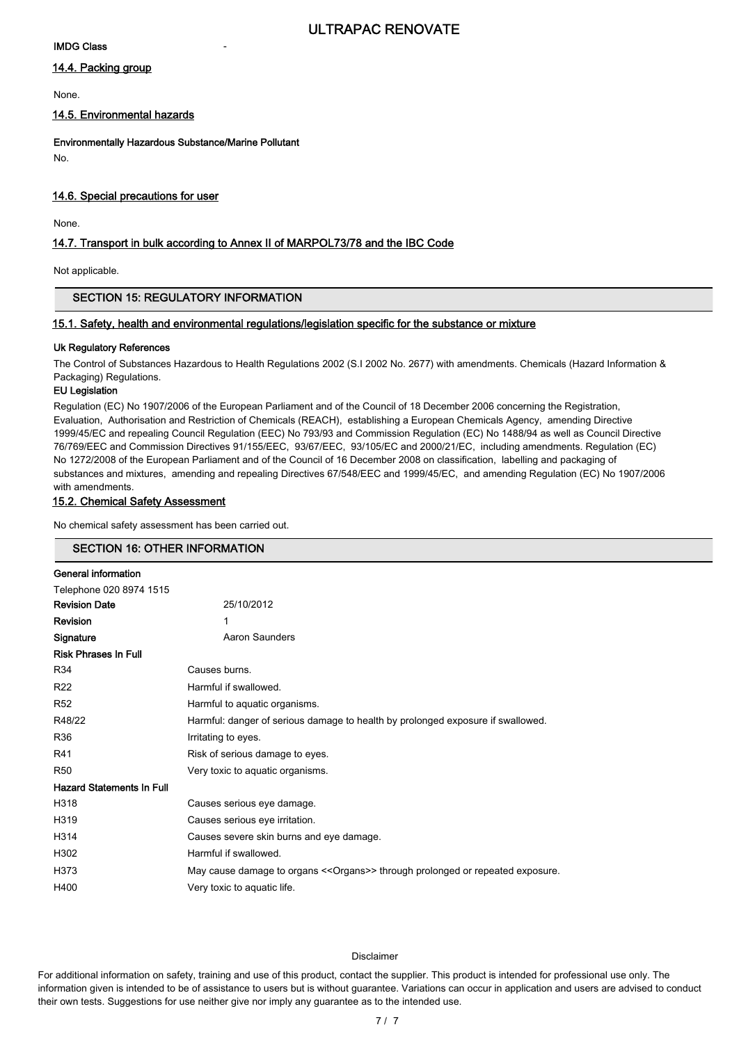**IMDG Class** -

## 14.4. Packing group

None.

## 14.5. Environmental hazards

**Environmentally Hazardous Substance/Marine Pollutant**

No.

## 14.6. Special precautions for user

None.

## 14.7. Transport in bulk according to Annex II of MARPOL73/78 and the IBC Code

Not applicable.

# SECTION 15: REGULATORY INFORMATION

## 15.1. Safety, health and environmental regulations/legislation specific for the substance or mixture

**Uk Regulatory References**

The Control of Substances Hazardous to Health Regulations 2002 (S.I 2002 No. 2677) with amendments. Chemicals (Hazard Information & Packaging) Regulations.

**EU Legislation**

Regulation (EC) No 1907/2006 of the European Parliament and of the Council of 18 December 2006 concerning the Registration, Evaluation, Authorisation and Restriction of Chemicals (REACH), establishing a European Chemicals Agency, amending Directive 1999/45/EC and repealing Council Regulation (EEC) No 793/93 and Commission Regulation (EC) No 1488/94 as well as Council Directive 76/769/EEC and Commission Directives 91/155/EEC, 93/67/EEC, 93/105/EC and 2000/21/EC, including amendments. Regulation (EC) No 1272/2008 of the European Parliament and of the Council of 16 December 2008 on classification, labelling and packaging of substances and mixtures, amending and repealing Directives 67/548/EEC and 1999/45/EC, and amending Regulation (EC) No 1907/2006 with amendments.

## 15.2. Chemical Safety Assessment

No chemical safety assessment has been carried out.

# SECTION 16: OTHER INFORMATION

**General information**

Telephone 020 8974 1515

| | |
|---|---|
| **Revision Date** | 25/10/2012 |
| **Revision** | 1 |
| **Signature** | Aaron Saunders |

**Risk Phrases In Full**

| | |
|---|---|
| R34 | Causes burns. |
| R22 | Harmful if swallowed. |
| R52 | Harmful to aquatic organisms. |
| R48/22 | Harmful: danger of serious damage to health by prolonged exposure if swallowed. |
| R36 | Irritating to eyes. |
| R41 | Risk of serious damage to eyes. |
| R50 | Very toxic to aquatic organisms. |

**Hazard Statements In Full**

| | |
|---|---|
| H318 | Causes serious eye damage. |
| H319 | Causes serious eye irritation. |
| H314 | Causes severe skin burns and eye damage. |
| H302 | Harmful if swallowed. |
| H373 | May cause damage to organs <<Organs>> through prolonged or repeated exposure. |
| H400 | Very toxic to aquatic life. |

Disclaimer

For additional information on safety, training and use of this product, contact the supplier. This product is intended for professional use only. The information given is intended to be of assistance to users but is without guarantee. Variations can occur in application and users are advised to conduct their own tests. Suggestions for use neither give nor imply any guarantee as to the intended use.